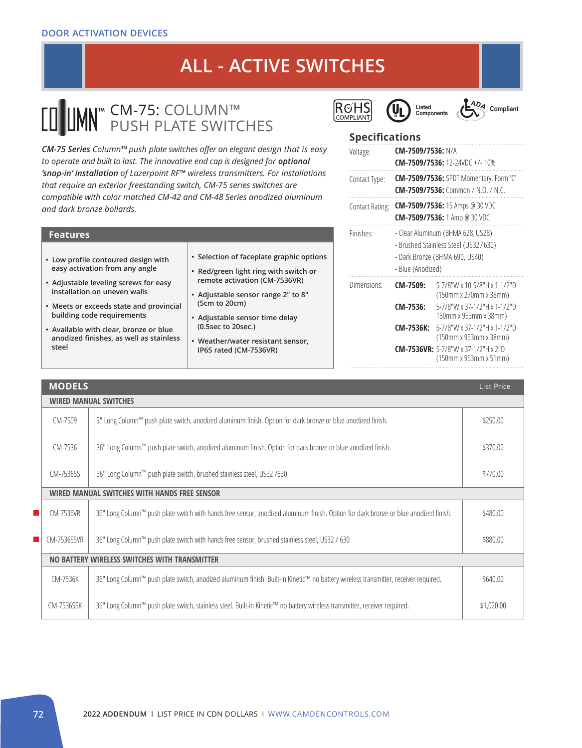DOOR ACTIVATION DEVICES

# ALL - ACTIVE SWITCHES

## COLUMN™ CM-75: COLUMN™ PUSH PLATE SWITCHES

RoHS COMPLIANT | UL Listed Components | ADA Compliant

*CM-75 Series Column™ push plate switches offer an elegant design that is easy to operate and built to last. The innovative end cap is designed for* ***optional 'snap-in' installation*** *of Lazerpoint RF™ wireless transmitters. For installations that require an exterior freestanding switch, CM-75 series switches are compatible with color matched CM-42 and CM-48 Series anodized aluminum and dark bronze bollards.*

### Features

- Low profile contoured design with easy activation from any angle
- Adjustable leveling screws for easy installation on uneven walls
- Meets or exceeds state and provincial building code requirements
- Available with clear, bronze or blue anodized finishes, as well as stainless steel
- Selection of faceplate graphic options
- Red/green light ring with switch or remote activation (CM-7536VR)
- Adjustable sensor range 2" to 8" (5cm to 20cm)
- Adjustable sensor time delay (0.5sec to 20sec.)
- Weather/water resistant sensor, IP65 rated (CM-7536VR)

### Specifications

| | |
|---|---|
| Voltage: | **CM-7509/7536:** N/A<br>**CM-7509/7536:** 12-24VDC +/- 10% |
| Contact Type: | **CM-7509/7536:** SPDT Momentary, Form 'C'<br>**CM-7509/7536:** Common / N.O. / N.C. |
| Contact Rating: | **CM-7509/7536:** 15 Amps @ 30 VDC<br>**CM-7509/7536:** 1 Amp @ 30 VDC |
| Finishes: | - Clear Aluminum (BHMA 628, US28)<br>- Brushed Stainless Steel (US32 / 630)<br>- Dark Bronze (BHMA 690, US40)<br>- Blue (Anodized) |
| Dimensions: | **CM-7509:** 5-7/8"W x 10-5/8"H x 1-1/2"D (150mm x 270mm x 38mm)<br>**CM-7536:** 5-7/8"W x 37-1/2"H x 1-1/2"D 150mm x 953mm x 38mm)<br>**CM-7536K:** 5-7/8"W x 37-1/2"H x 1-1/2"D (150mm x 953mm x 38mm)<br>**CM-7536VR:** 5-7/8"W x 37-1/2"H x 2"D (150mm x 953mm x 51mm) |

### MODELS

| Model | Description | List Price |
|---|---|---|
| **WIRED MANUAL SWITCHES** | | |
| CM-7509 | 9" Long Column™ push plate switch, anodized aluminum finish. Option for dark bronze or blue anodized finish. | $250.00 |
| CM-7536 | 36" Long Column™ push plate switch, anodized aluminum finish. Option for dark bronze or blue anodized finish. | $370.00 |
| CM-7536SS | 36" Long Column™ push plate switch, brushed stainless steel, US32 /630 | $770.00 |
| **WIRED MANUAL SWITCHES WITH HANDS FREE SENSOR** | | |
| CM-7536VR | 36" Long Column™ push plate switch with hands free sensor, anodized aluminum finish. Option for dark bronze or blue anodized finish. | $480.00 |
| CM-7536SSVR | 36" Long Column™ push plate switch with hands free sensor, brushed stainless steel, US32 / 630 | $880.00 |
| **NO BATTERY WIRELESS SWITCHES WITH TRANSMITTER** | | |
| CM-7536K | 36" Long Column™ push plate switch, anodized aluminum finish. Built-in Kinetic™ no battery wireless transmitter, receiver required. | $640.00 |
| CM-7536SSK | 36" Long Column™ push plate switch, stainless steel. Built-in Kinetic™ no battery wireless transmitter, receiver required. | $1,020.00 |

2022 ADDENDUM I LIST PRICE IN CDN DOLLARS I WWW.CAMDENCONTROLS.COM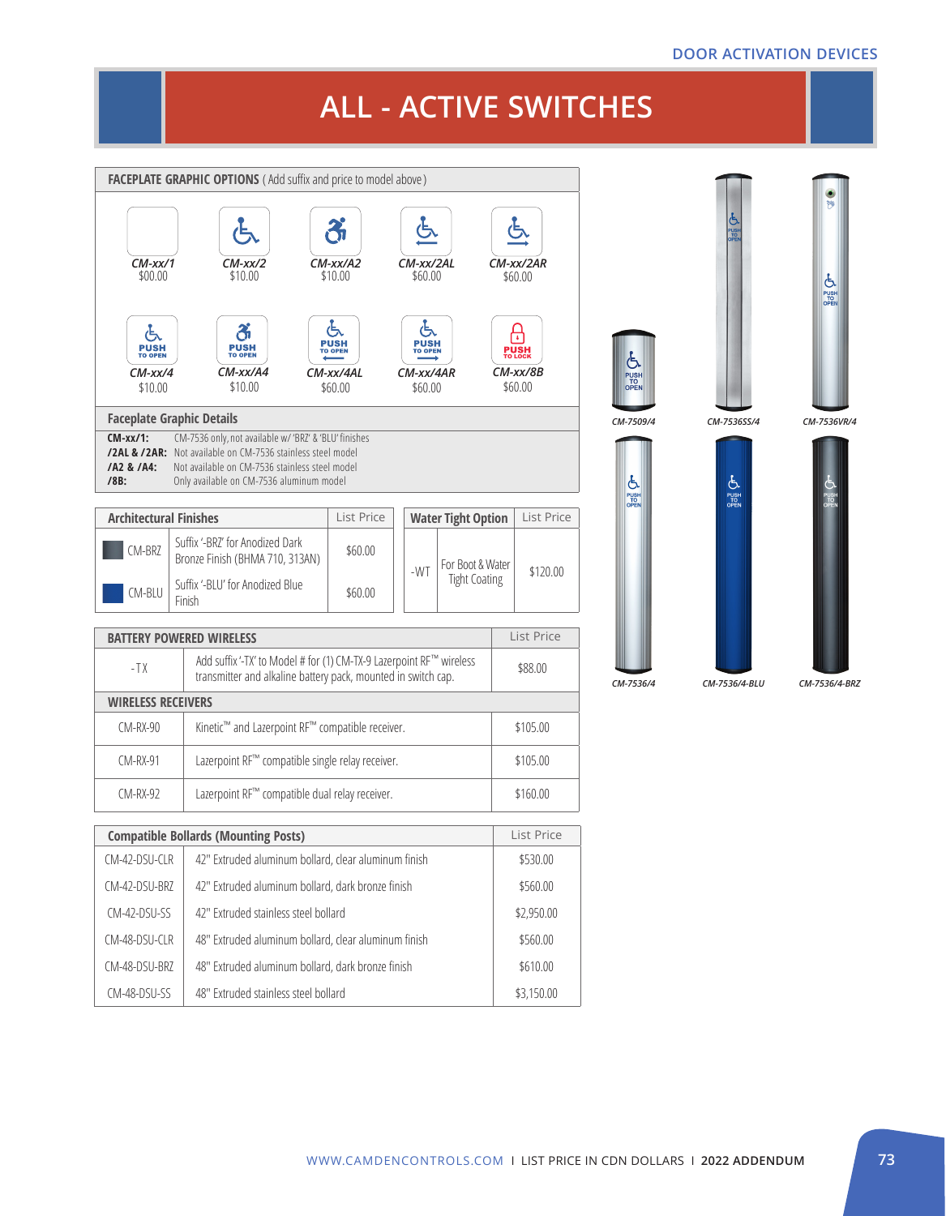# ALL - ACTIVE SWITCHES

**FACEPLATE GRAPHIC OPTIONS** ( Add suffix and price to model above )

| | | | | |
|---|---|---|---|---|
| *CM-xx/1* $00.00 | *CM-xx/2* $10.00 | *CM-xx/A2* $10.00 | *CM-xx/2AL* $60.00 | *CM-xx/2AR* $60.00 |
| *CM-xx/4* $10.00 | *CM-xx/A4* $10.00 | *CM-xx/4AL* $60.00 | *CM-xx/4AR* $60.00 | *CM-xx/8B* $60.00 |

**Faceplate Graphic Details**

| | |
|---|---|
| **CM-xx/1:** | CM-7536 only, not available w/ 'BRZ' & 'BLU' finishes |
| **/2AL & /2AR:** | Not available on CM-7536 stainless steel model |
| **/A2 & /A4:** | Not available on CM-7536 stainless steel model |
| **/8B:** | Only available on CM-7536 aluminum model |

| **Architectural Finishes** | | List Price |
|---|---|---|
| CM-BRZ | Suffix '-BRZ' for Anodized Dark Bronze Finish (BHMA 710, 313AN) | $60.00 |
| CM-BLU | Suffix '-BLU' for Anodized Blue Finish | $60.00 |

| **Water Tight Option** | | List Price |
|---|---|---|
| -WT | For Boot & Water Tight Coating | $120.00 |

| **BATTERY POWERED WIRELESS** | | List Price |
|---|---|---|
| -TX | Add suffix '-TX' to Model # for (1) CM-TX-9 Lazerpoint RF™ wireless transmitter and alkaline battery pack, mounted in switch cap. | $88.00 |
| **WIRELESS RECEIVERS** | | |
| CM-RX-90 | Kinetic™ and Lazerpoint RF™ compatible receiver. | $105.00 |
| CM-RX-91 | Lazerpoint RF™ compatible single relay receiver. | $105.00 |
| CM-RX-92 | Lazerpoint RF™ compatible dual relay receiver. | $160.00 |

| **Compatible Bollards (Mounting Posts)** | | List Price |
|---|---|---|
| CM-42-DSU-CLR | 42" Extruded aluminum bollard, clear aluminum finish | $530.00 |
| CM-42-DSU-BRZ | 42" Extruded aluminum bollard, dark bronze finish | $560.00 |
| CM-42-DSU-SS | 42" Extruded stainless steel bollard | $2,950.00 |
| CM-48-DSU-CLR | 48" Extruded aluminum bollard, clear aluminum finish | $560.00 |
| CM-48-DSU-BRZ | 48" Extruded aluminum bollard, dark bronze finish | $610.00 |
| CM-48-DSU-SS | 48" Extruded stainless steel bollard | $3,150.00 |

*CM-7509/4*

*CM-7536SS/4*

*CM-7536VR/4*

*CM-7536/4*

*CM-7536/4-BLU*

*CM-7536/4-BRZ*